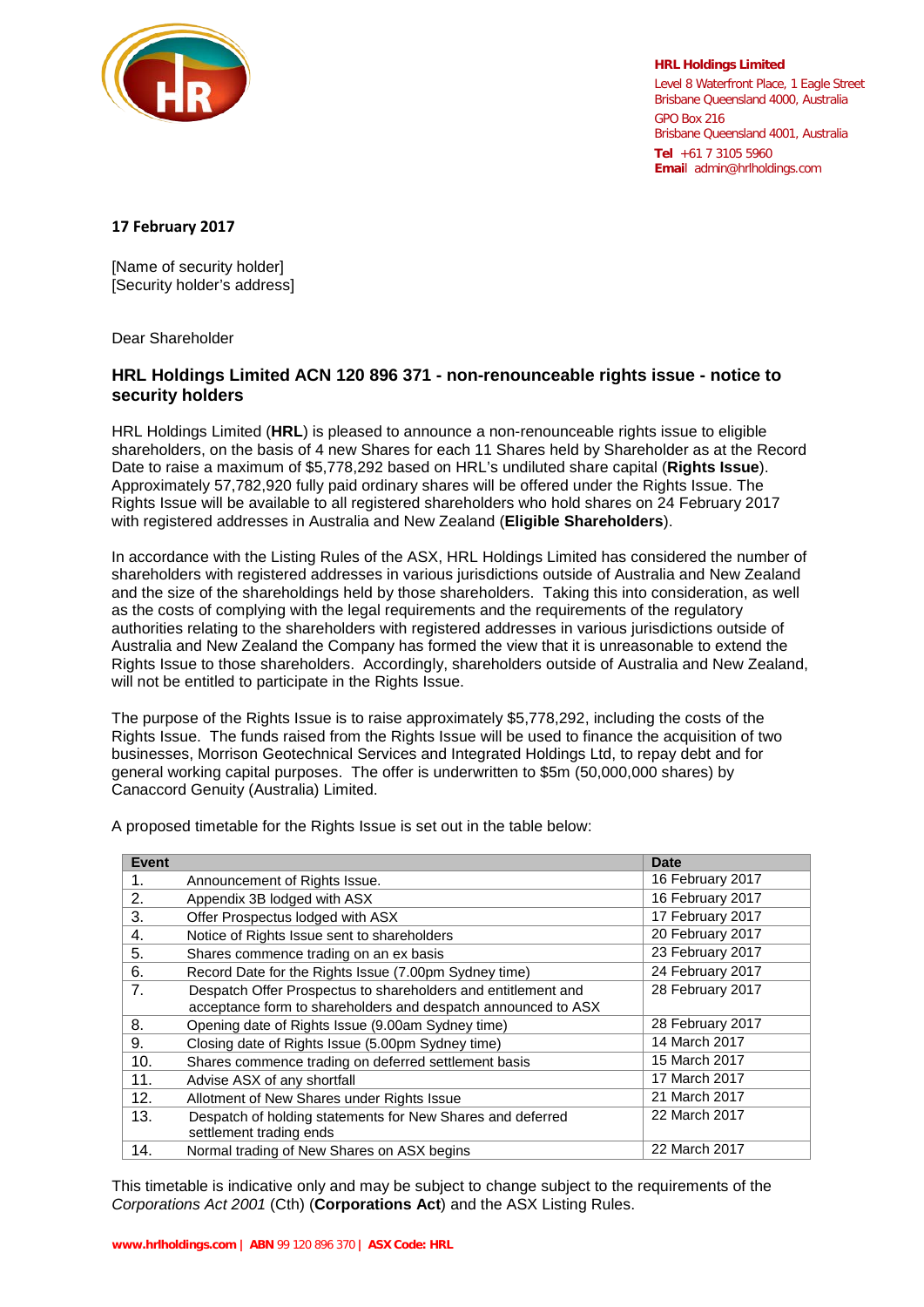**HRL Holdings Limited**
Level 8 Waterfront Place, 1 Eagle Street
Brisbane Queensland 4000, Australia
GPO Box 216
Brisbane Queensland 4001, Australia
**Tel** +61 7 3105 5960
**Email** admin@hrlholdings.com

**17 February 2017**

[Name of security holder]
[Security holder's address]

Dear Shareholder

### HRL Holdings Limited ACN 120 896 371 - non-renounceable rights issue - notice to security holders

HRL Holdings Limited (**HRL**) is pleased to announce a non-renounceable rights issue to eligible shareholders, on the basis of 4 new Shares for each 11 Shares held by Shareholder as at the Record Date to raise a maximum of $5,778,292 based on HRL's undiluted share capital (**Rights Issue**). Approximately 57,782,920 fully paid ordinary shares will be offered under the Rights Issue. The Rights Issue will be available to all registered shareholders who hold shares on 24 February 2017 with registered addresses in Australia and New Zealand (**Eligible Shareholders**).

In accordance with the Listing Rules of the ASX, HRL Holdings Limited has considered the number of shareholders with registered addresses in various jurisdictions outside of Australia and New Zealand and the size of the shareholdings held by those shareholders. Taking this into consideration, as well as the costs of complying with the legal requirements and the requirements of the regulatory authorities relating to the shareholders with registered addresses in various jurisdictions outside of Australia and New Zealand the Company has formed the view that it is unreasonable to extend the Rights Issue to those shareholders. Accordingly, shareholders outside of Australia and New Zealand, will not be entitled to participate in the Rights Issue.

The purpose of the Rights Issue is to raise approximately $5,778,292, including the costs of the Rights Issue. The funds raised from the Rights Issue will be used to finance the acquisition of two businesses, Morrison Geotechnical Services and Integrated Holdings Ltd, to repay debt and for general working capital purposes. The offer is underwritten to $5m (50,000,000 shares) by Canaccord Genuity (Australia) Limited.

A proposed timetable for the Rights Issue is set out in the table below:

| Event | | Date |
|---|---|---|
| 1. | Announcement of Rights Issue. | 16 February 2017 |
| 2. | Appendix 3B lodged with ASX | 16 February 2017 |
| 3. | Offer Prospectus lodged with ASX | 17 February 2017 |
| 4. | Notice of Rights Issue sent to shareholders | 20 February 2017 |
| 5. | Shares commence trading on an ex basis | 23 February 2017 |
| 6. | Record Date for the Rights Issue (7.00pm Sydney time) | 24 February 2017 |
| 7. | Despatch Offer Prospectus to shareholders and entitlement and acceptance form to shareholders and despatch announced to ASX | 28 February 2017 |
| 8. | Opening date of Rights Issue (9.00am Sydney time) | 28 February 2017 |
| 9. | Closing date of Rights Issue (5.00pm Sydney time) | 14 March 2017 |
| 10. | Shares commence trading on deferred settlement basis | 15 March 2017 |
| 11. | Advise ASX of any shortfall | 17 March 2017 |
| 12. | Allotment of New Shares under Rights Issue | 21 March 2017 |
| 13. | Despatch of holding statements for New Shares and deferred settlement trading ends | 22 March 2017 |
| 14. | Normal trading of New Shares on ASX begins | 22 March 2017 |

This timetable is indicative only and may be subject to change subject to the requirements of the *Corporations Act 2001* (Cth) (**Corporations Act**) and the ASX Listing Rules.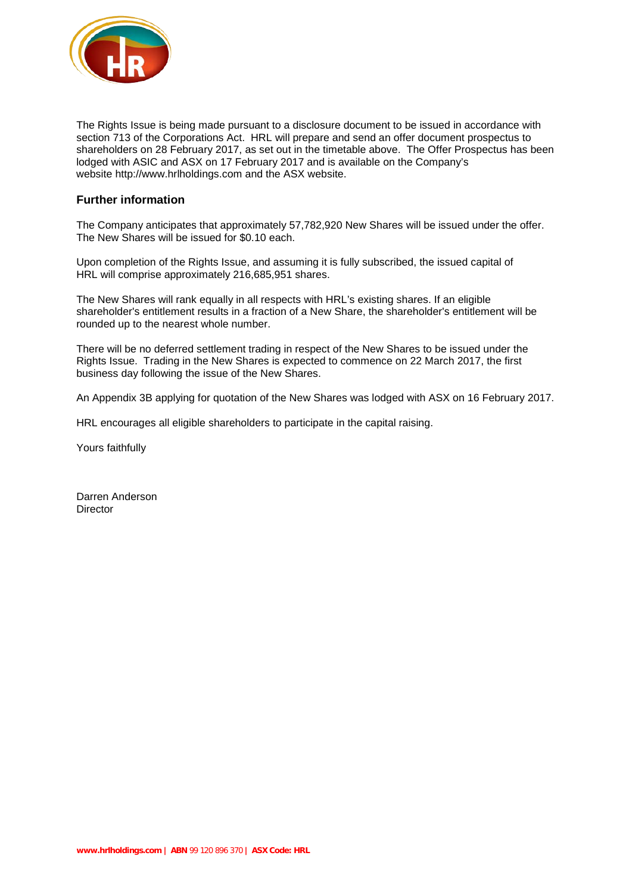The Rights Issue is being made pursuant to a disclosure document to be issued in accordance with section 713 of the Corporations Act. HRL will prepare and send an offer document prospectus to shareholders on 28 February 2017, as set out in the timetable above. The Offer Prospectus has been lodged with ASIC and ASX on 17 February 2017 and is available on the Company's website http://www.hrlholdings.com and the ASX website.

## Further information

The Company anticipates that approximately 57,782,920 New Shares will be issued under the offer. The New Shares will be issued for $0.10 each.

Upon completion of the Rights Issue, and assuming it is fully subscribed, the issued capital of HRL will comprise approximately 216,685,951 shares.

The New Shares will rank equally in all respects with HRL's existing shares. If an eligible shareholder's entitlement results in a fraction of a New Share, the shareholder's entitlement will be rounded up to the nearest whole number.

There will be no deferred settlement trading in respect of the New Shares to be issued under the Rights Issue. Trading in the New Shares is expected to commence on 22 March 2017, the first business day following the issue of the New Shares.

An Appendix 3B applying for quotation of the New Shares was lodged with ASX on 16 February 2017.

HRL encourages all eligible shareholders to participate in the capital raising.

Yours faithfully

Darren Anderson
Director